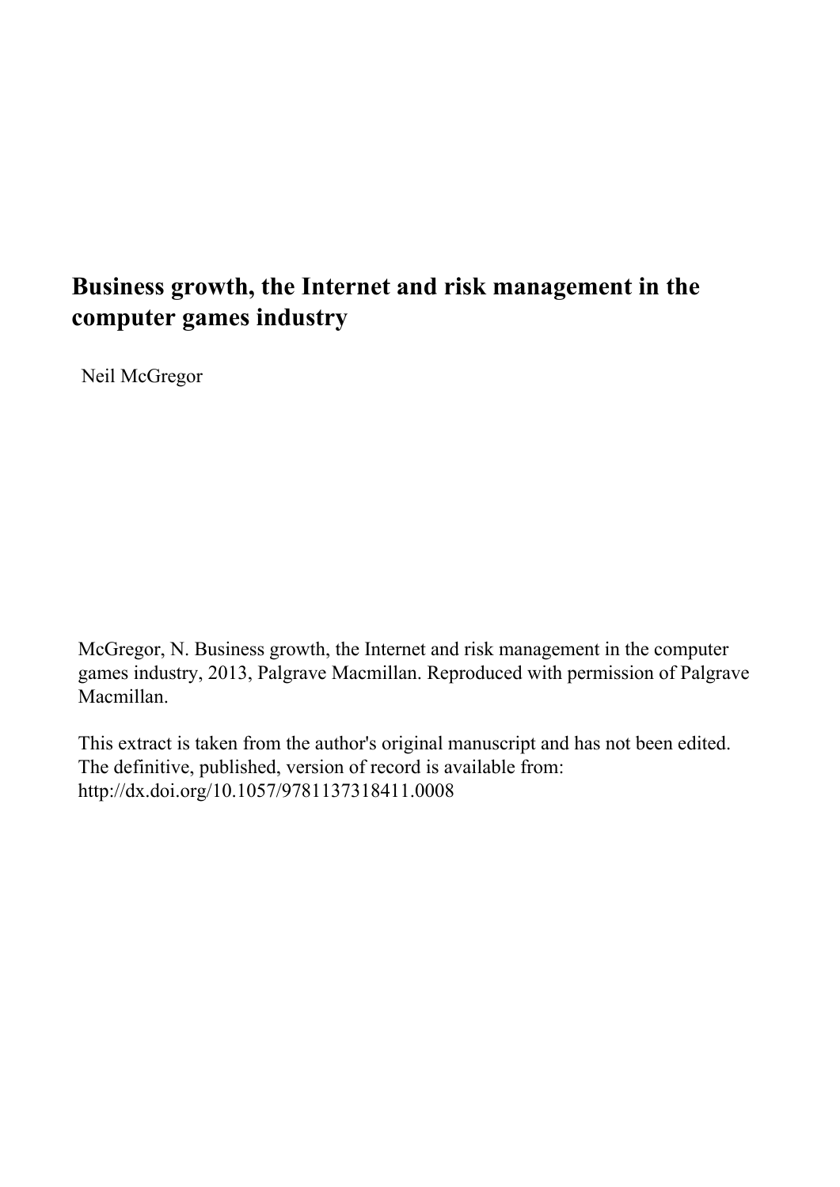# Business growth, the Internet and risk management in the computer games industry

Neil McGregor

McGregor, N. Business growth, the Internet and risk management in the computer games industry, 2013, Palgrave Macmillan. Reproduced with permission of Palgrave Macmillan.

This extract is taken from the author's original manuscript and has not been edited. The definitive, published, version of record is available from: http://dx.doi.org/10.1057/9781137318411.0008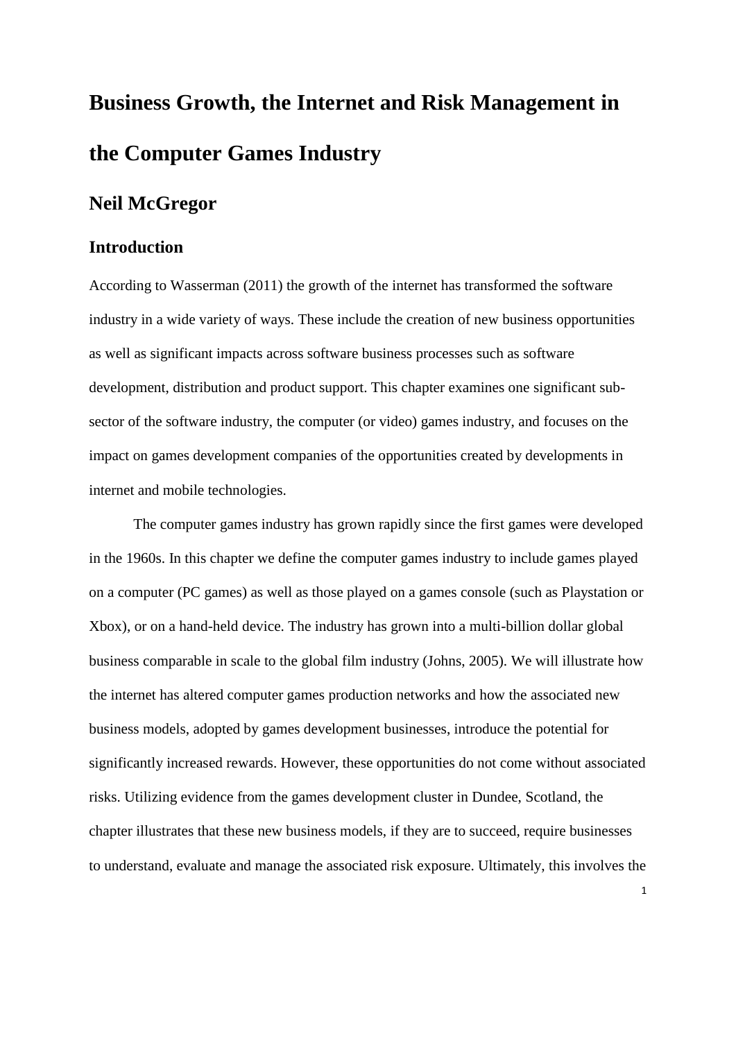# Business Growth, the Internet and Risk Management in the Computer Games Industry

## Neil McGregor

### Introduction

According to Wasserman (2011) the growth of the internet has transformed the software industry in a wide variety of ways. These include the creation of new business opportunities as well as significant impacts across software business processes such as software development, distribution and product support. This chapter examines one significant sub-sector of the software industry, the computer (or video) games industry, and focuses on the impact on games development companies of the opportunities created by developments in internet and mobile technologies.

The computer games industry has grown rapidly since the first games were developed in the 1960s. In this chapter we define the computer games industry to include games played on a computer (PC games) as well as those played on a games console (such as Playstation or Xbox), or on a hand-held device. The industry has grown into a multi-billion dollar global business comparable in scale to the global film industry (Johns, 2005). We will illustrate how the internet has altered computer games production networks and how the associated new business models, adopted by games development businesses, introduce the potential for significantly increased rewards. However, these opportunities do not come without associated risks. Utilizing evidence from the games development cluster in Dundee, Scotland, the chapter illustrates that these new business models, if they are to succeed, require businesses to understand, evaluate and manage the associated risk exposure. Ultimately, this involves the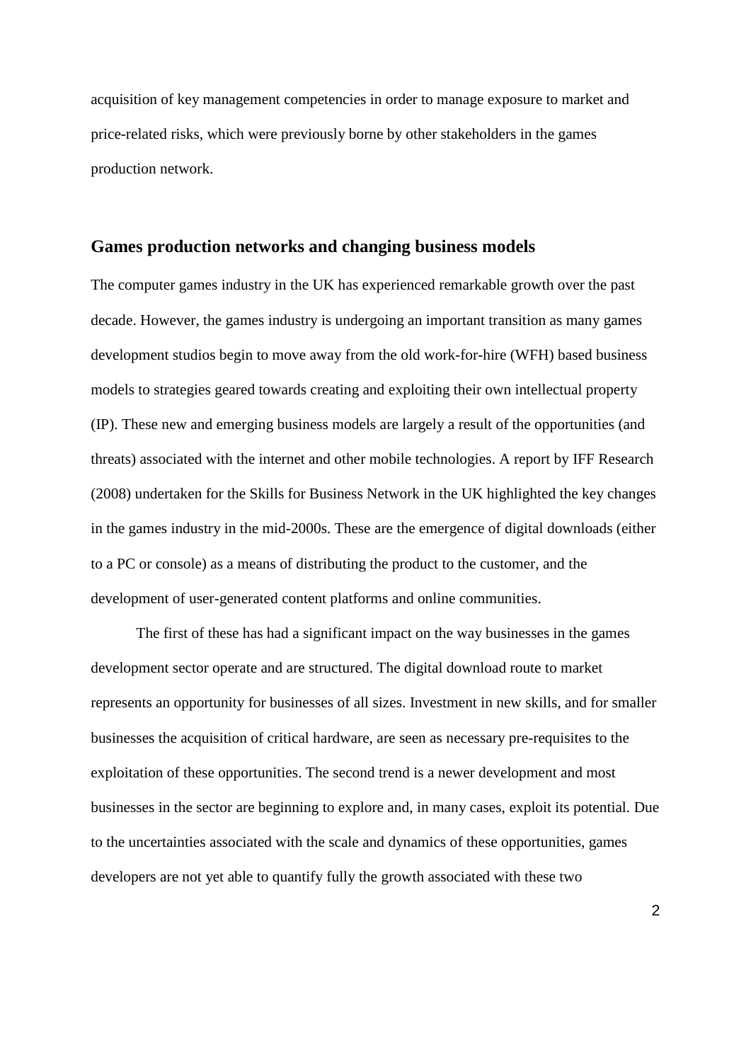acquisition of key management competencies in order to manage exposure to market and price-related risks, which were previously borne by other stakeholders in the games production network.

## Games production networks and changing business models

The computer games industry in the UK has experienced remarkable growth over the past decade. However, the games industry is undergoing an important transition as many games development studios begin to move away from the old work-for-hire (WFH) based business models to strategies geared towards creating and exploiting their own intellectual property (IP). These new and emerging business models are largely a result of the opportunities (and threats) associated with the internet and other mobile technologies. A report by IFF Research (2008) undertaken for the Skills for Business Network in the UK highlighted the key changes in the games industry in the mid-2000s. These are the emergence of digital downloads (either to a PC or console) as a means of distributing the product to the customer, and the development of user-generated content platforms and online communities.

The first of these has had a significant impact on the way businesses in the games development sector operate and are structured. The digital download route to market represents an opportunity for businesses of all sizes. Investment in new skills, and for smaller businesses the acquisition of critical hardware, are seen as necessary pre-requisites to the exploitation of these opportunities. The second trend is a newer development and most businesses in the sector are beginning to explore and, in many cases, exploit its potential. Due to the uncertainties associated with the scale and dynamics of these opportunities, games developers are not yet able to quantify fully the growth associated with these two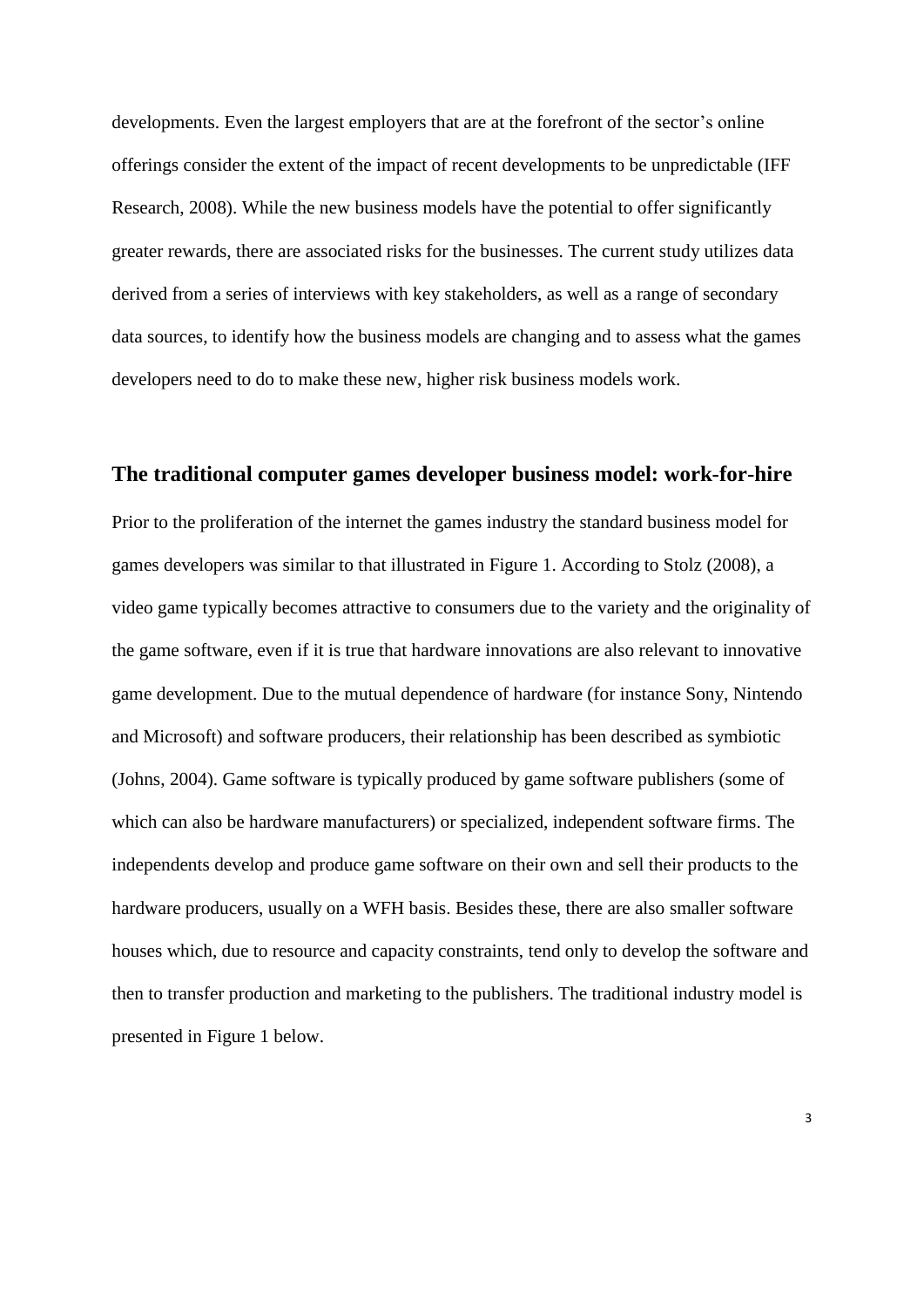developments. Even the largest employers that are at the forefront of the sector's online offerings consider the extent of the impact of recent developments to be unpredictable (IFF Research, 2008). While the new business models have the potential to offer significantly greater rewards, there are associated risks for the businesses. The current study utilizes data derived from a series of interviews with key stakeholders, as well as a range of secondary data sources, to identify how the business models are changing and to assess what the games developers need to do to make these new, higher risk business models work.

## The traditional computer games developer business model: work-for-hire

Prior to the proliferation of the internet the games industry the standard business model for games developers was similar to that illustrated in Figure 1. According to Stolz (2008), a video game typically becomes attractive to consumers due to the variety and the originality of the game software, even if it is true that hardware innovations are also relevant to innovative game development. Due to the mutual dependence of hardware (for instance Sony, Nintendo and Microsoft) and software producers, their relationship has been described as symbiotic (Johns, 2004). Game software is typically produced by game software publishers (some of which can also be hardware manufacturers) or specialized, independent software firms. The independents develop and produce game software on their own and sell their products to the hardware producers, usually on a WFH basis. Besides these, there are also smaller software houses which, due to resource and capacity constraints, tend only to develop the software and then to transfer production and marketing to the publishers. The traditional industry model is presented in Figure 1 below.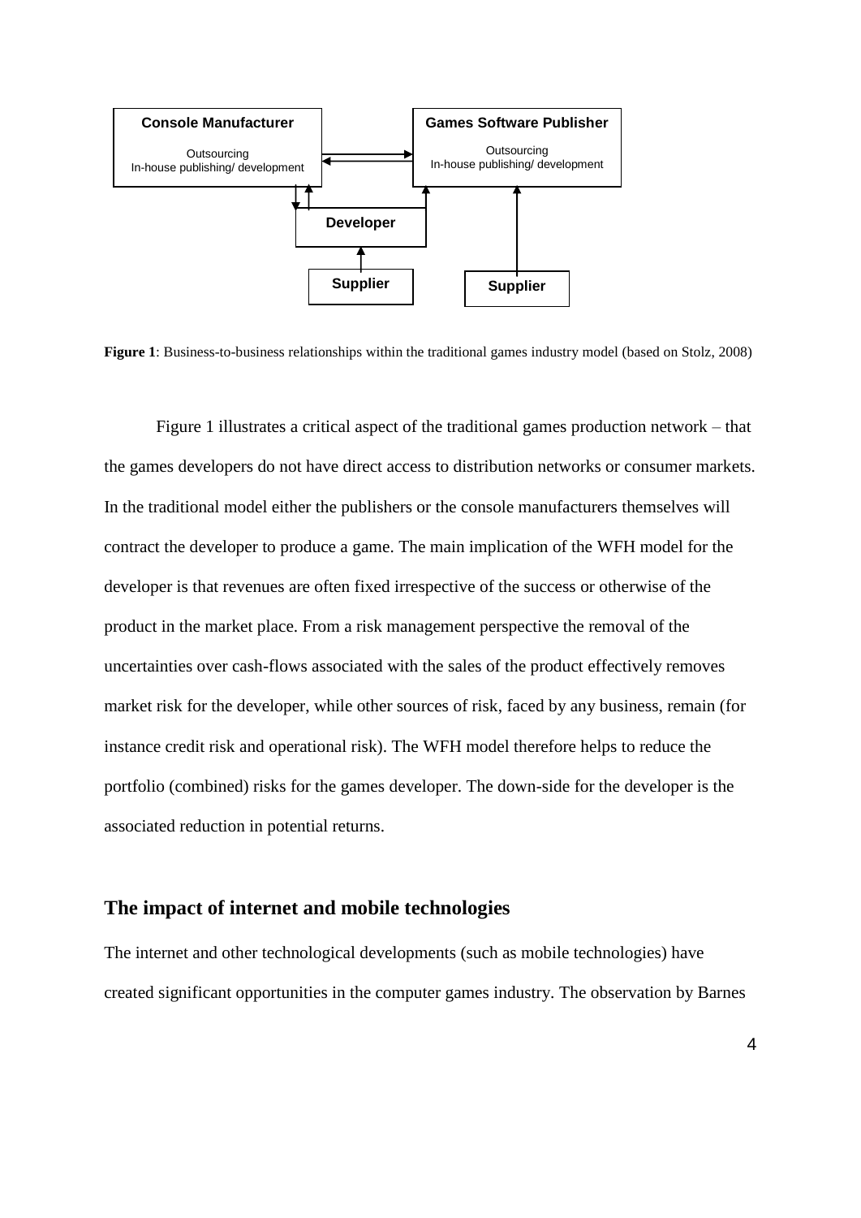**Console Manufacturer**

Outsourcing
In-house publishing/ development

**Games Software Publisher**

Outsourcing
In-house publishing/ development

**Developer**

**Supplier**

**Supplier**

**Figure 1**: Business-to-business relationships within the traditional games industry model (based on Stolz, 2008)

Figure 1 illustrates a critical aspect of the traditional games production network – that the games developers do not have direct access to distribution networks or consumer markets. In the traditional model either the publishers or the console manufacturers themselves will contract the developer to produce a game. The main implication of the WFH model for the developer is that revenues are often fixed irrespective of the success or otherwise of the product in the market place. From a risk management perspective the removal of the uncertainties over cash-flows associated with the sales of the product effectively removes market risk for the developer, while other sources of risk, faced by any business, remain (for instance credit risk and operational risk). The WFH model therefore helps to reduce the portfolio (combined) risks for the games developer. The down-side for the developer is the associated reduction in potential returns.

## The impact of internet and mobile technologies

The internet and other technological developments (such as mobile technologies) have created significant opportunities in the computer games industry. The observation by Barnes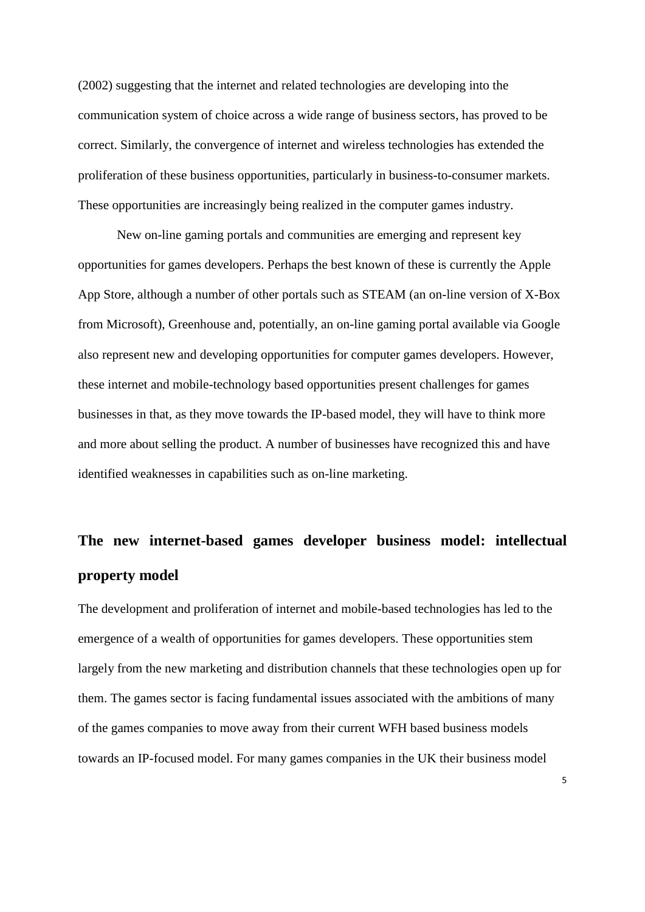(2002) suggesting that the internet and related technologies are developing into the communication system of choice across a wide range of business sectors, has proved to be correct. Similarly, the convergence of internet and wireless technologies has extended the proliferation of these business opportunities, particularly in business-to-consumer markets. These opportunities are increasingly being realized in the computer games industry.

New on-line gaming portals and communities are emerging and represent key opportunities for games developers. Perhaps the best known of these is currently the Apple App Store, although a number of other portals such as STEAM (an on-line version of X-Box from Microsoft), Greenhouse and, potentially, an on-line gaming portal available via Google also represent new and developing opportunities for computer games developers. However, these internet and mobile-technology based opportunities present challenges for games businesses in that, as they move towards the IP-based model, they will have to think more and more about selling the product. A number of businesses have recognized this and have identified weaknesses in capabilities such as on-line marketing.

## The new internet-based games developer business model: intellectual property model

The development and proliferation of internet and mobile-based technologies has led to the emergence of a wealth of opportunities for games developers. These opportunities stem largely from the new marketing and distribution channels that these technologies open up for them. The games sector is facing fundamental issues associated with the ambitions of many of the games companies to move away from their current WFH based business models towards an IP-focused model. For many games companies in the UK their business model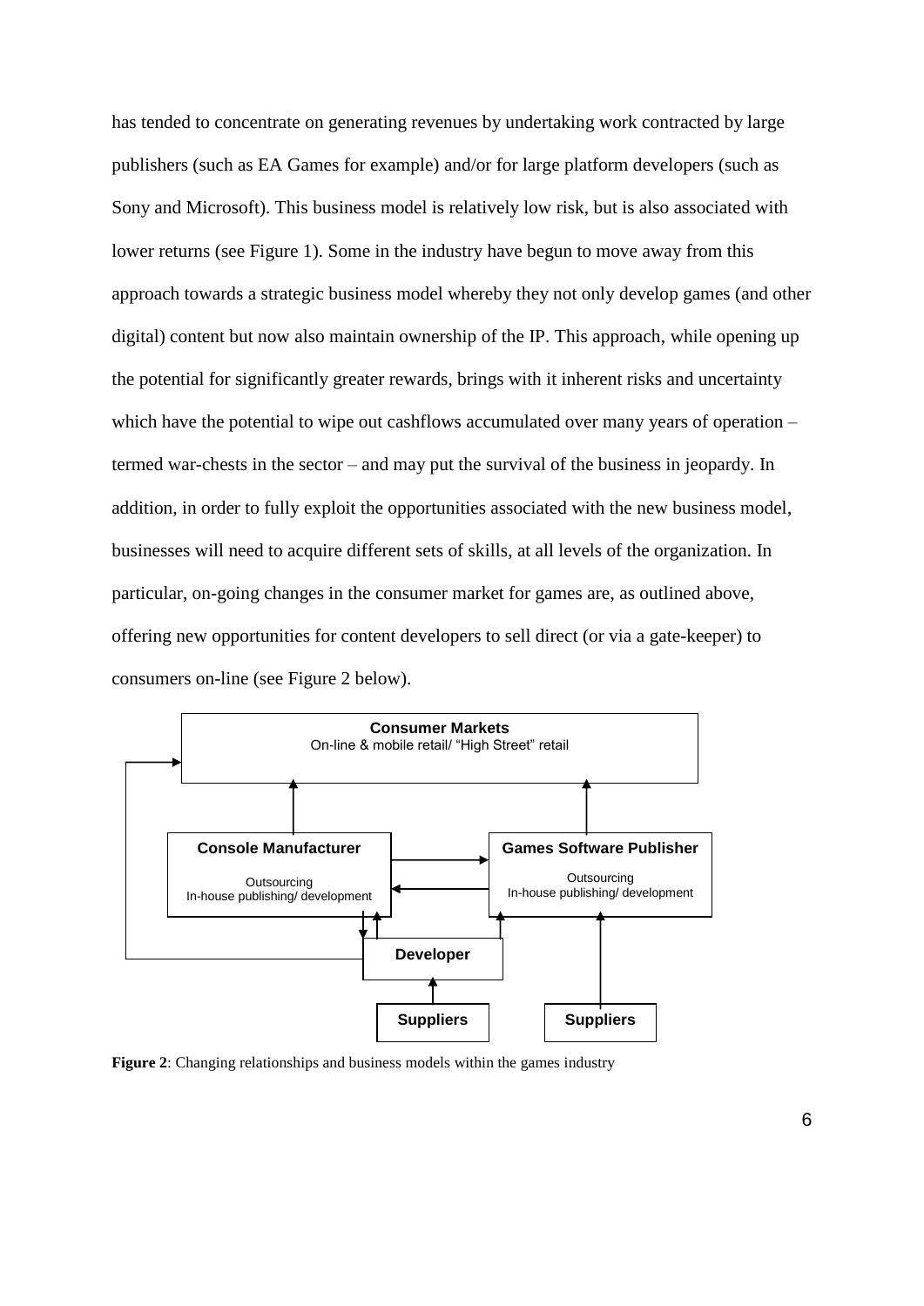has tended to concentrate on generating revenues by undertaking work contracted by large publishers (such as EA Games for example) and/or for large platform developers (such as Sony and Microsoft). This business model is relatively low risk, but is also associated with lower returns (see Figure 1). Some in the industry have begun to move away from this approach towards a strategic business model whereby they not only develop games (and other digital) content but now also maintain ownership of the IP. This approach, while opening up the potential for significantly greater rewards, brings with it inherent risks and uncertainty which have the potential to wipe out cashflows accumulated over many years of operation – termed war-chests in the sector – and may put the survival of the business in jeopardy. In addition, in order to fully exploit the opportunities associated with the new business model, businesses will need to acquire different sets of skills, at all levels of the organization. In particular, on-going changes in the consumer market for games are, as outlined above, offering new opportunities for content developers to sell direct (or via a gate-keeper) to consumers on-line (see Figure 2 below).

**Figure 2**: Changing relationships and business models within the games industry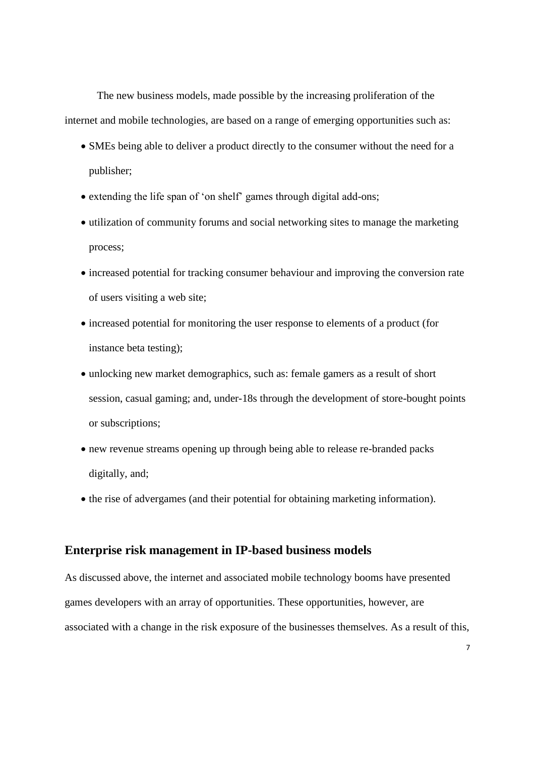The new business models, made possible by the increasing proliferation of the internet and mobile technologies, are based on a range of emerging opportunities such as:

- SMEs being able to deliver a product directly to the consumer without the need for a publisher;
- extending the life span of 'on shelf' games through digital add-ons;
- utilization of community forums and social networking sites to manage the marketing process;
- increased potential for tracking consumer behaviour and improving the conversion rate of users visiting a web site;
- increased potential for monitoring the user response to elements of a product (for instance beta testing);
- unlocking new market demographics, such as: female gamers as a result of short session, casual gaming; and, under-18s through the development of store-bought points or subscriptions;
- new revenue streams opening up through being able to release re-branded packs digitally, and;
- the rise of advergames (and their potential for obtaining marketing information).

## Enterprise risk management in IP-based business models

As discussed above, the internet and associated mobile technology booms have presented games developers with an array of opportunities. These opportunities, however, are associated with a change in the risk exposure of the businesses themselves. As a result of this,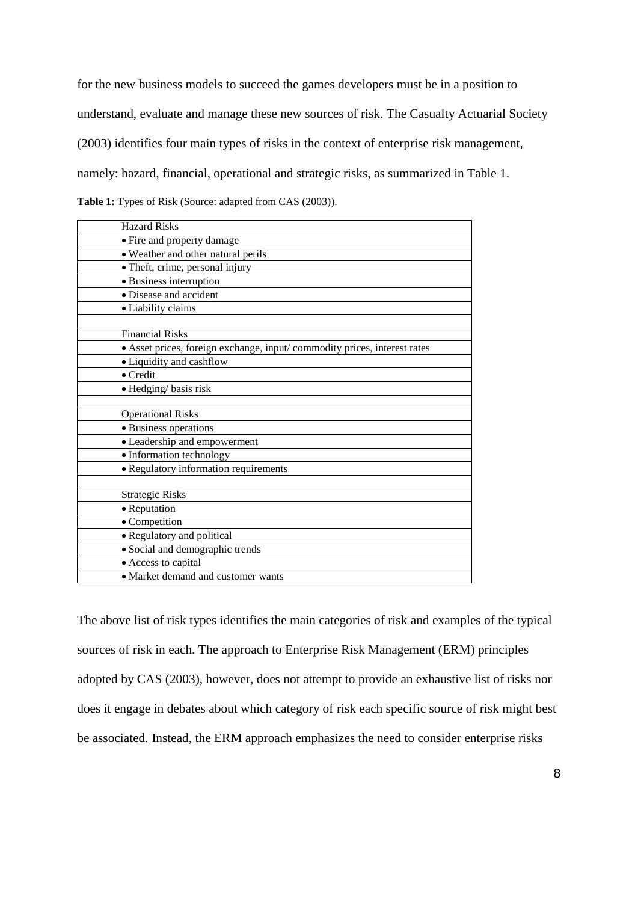for the new business models to succeed the games developers must be in a position to understand, evaluate and manage these new sources of risk. The Casualty Actuarial Society (2003) identifies four main types of risks in the context of enterprise risk management, namely: hazard, financial, operational and strategic risks, as summarized in Table 1.

**Table 1:** Types of Risk (Source: adapted from CAS (2003)).

| Hazard Risks |
| --- |
| • Fire and property damage |
| • Weather and other natural perils |
| • Theft, crime, personal injury |
| • Business interruption |
| • Disease and accident |
| • Liability claims |
| |
| Financial Risks |
| • Asset prices, foreign exchange, input/ commodity prices, interest rates |
| • Liquidity and cashflow |
| • Credit |
| • Hedging/ basis risk |
| |
| Operational Risks |
| • Business operations |
| • Leadership and empowerment |
| • Information technology |
| • Regulatory information requirements |
| |
| Strategic Risks |
| • Reputation |
| • Competition |
| • Regulatory and political |
| • Social and demographic trends |
| • Access to capital |
| • Market demand and customer wants |

The above list of risk types identifies the main categories of risk and examples of the typical sources of risk in each. The approach to Enterprise Risk Management (ERM) principles adopted by CAS (2003), however, does not attempt to provide an exhaustive list of risks nor does it engage in debates about which category of risk each specific source of risk might best be associated. Instead, the ERM approach emphasizes the need to consider enterprise risks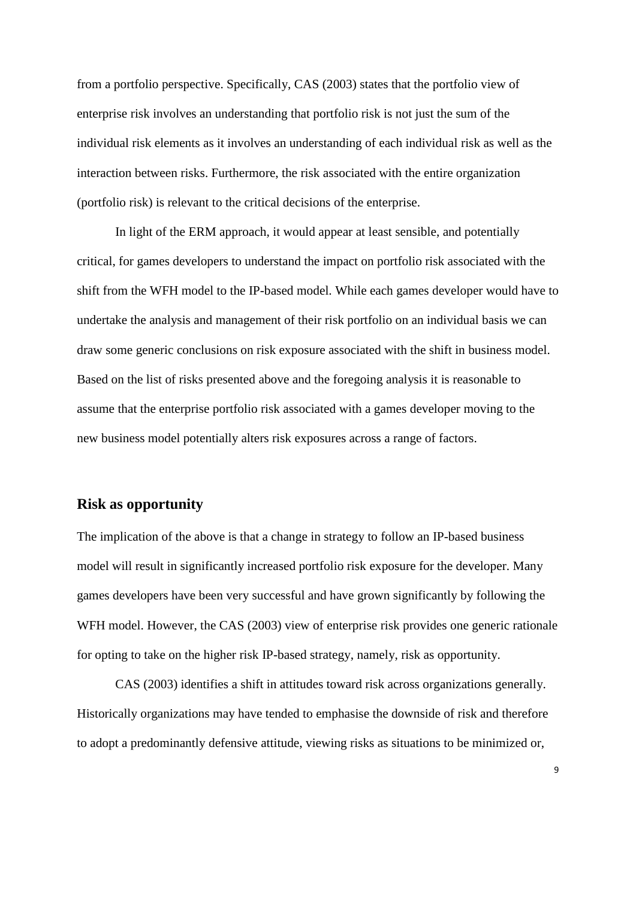from a portfolio perspective. Specifically, CAS (2003) states that the portfolio view of enterprise risk involves an understanding that portfolio risk is not just the sum of the individual risk elements as it involves an understanding of each individual risk as well as the interaction between risks. Furthermore, the risk associated with the entire organization (portfolio risk) is relevant to the critical decisions of the enterprise.

In light of the ERM approach, it would appear at least sensible, and potentially critical, for games developers to understand the impact on portfolio risk associated with the shift from the WFH model to the IP-based model. While each games developer would have to undertake the analysis and management of their risk portfolio on an individual basis we can draw some generic conclusions on risk exposure associated with the shift in business model. Based on the list of risks presented above and the foregoing analysis it is reasonable to assume that the enterprise portfolio risk associated with a games developer moving to the new business model potentially alters risk exposures across a range of factors.

## Risk as opportunity

The implication of the above is that a change in strategy to follow an IP-based business model will result in significantly increased portfolio risk exposure for the developer. Many games developers have been very successful and have grown significantly by following the WFH model. However, the CAS (2003) view of enterprise risk provides one generic rationale for opting to take on the higher risk IP-based strategy, namely, risk as opportunity.

CAS (2003) identifies a shift in attitudes toward risk across organizations generally. Historically organizations may have tended to emphasise the downside of risk and therefore to adopt a predominantly defensive attitude, viewing risks as situations to be minimized or,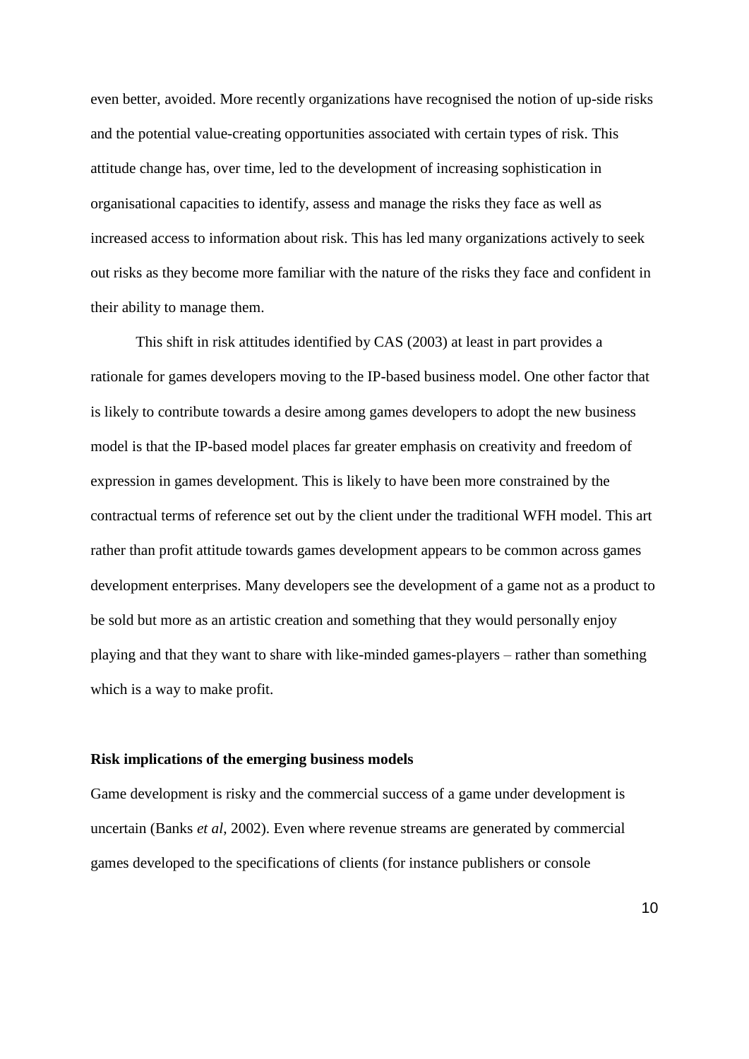even better, avoided. More recently organizations have recognised the notion of up-side risks and the potential value-creating opportunities associated with certain types of risk. This attitude change has, over time, led to the development of increasing sophistication in organisational capacities to identify, assess and manage the risks they face as well as increased access to information about risk. This has led many organizations actively to seek out risks as they become more familiar with the nature of the risks they face and confident in their ability to manage them.

This shift in risk attitudes identified by CAS (2003) at least in part provides a rationale for games developers moving to the IP-based business model. One other factor that is likely to contribute towards a desire among games developers to adopt the new business model is that the IP-based model places far greater emphasis on creativity and freedom of expression in games development. This is likely to have been more constrained by the contractual terms of reference set out by the client under the traditional WFH model. This art rather than profit attitude towards games development appears to be common across games development enterprises. Many developers see the development of a game not as a product to be sold but more as an artistic creation and something that they would personally enjoy playing and that they want to share with like-minded games-players – rather than something which is a way to make profit.

**Risk implications of the emerging business models**

Game development is risky and the commercial success of a game under development is uncertain (Banks *et al*, 2002). Even where revenue streams are generated by commercial games developed to the specifications of clients (for instance publishers or console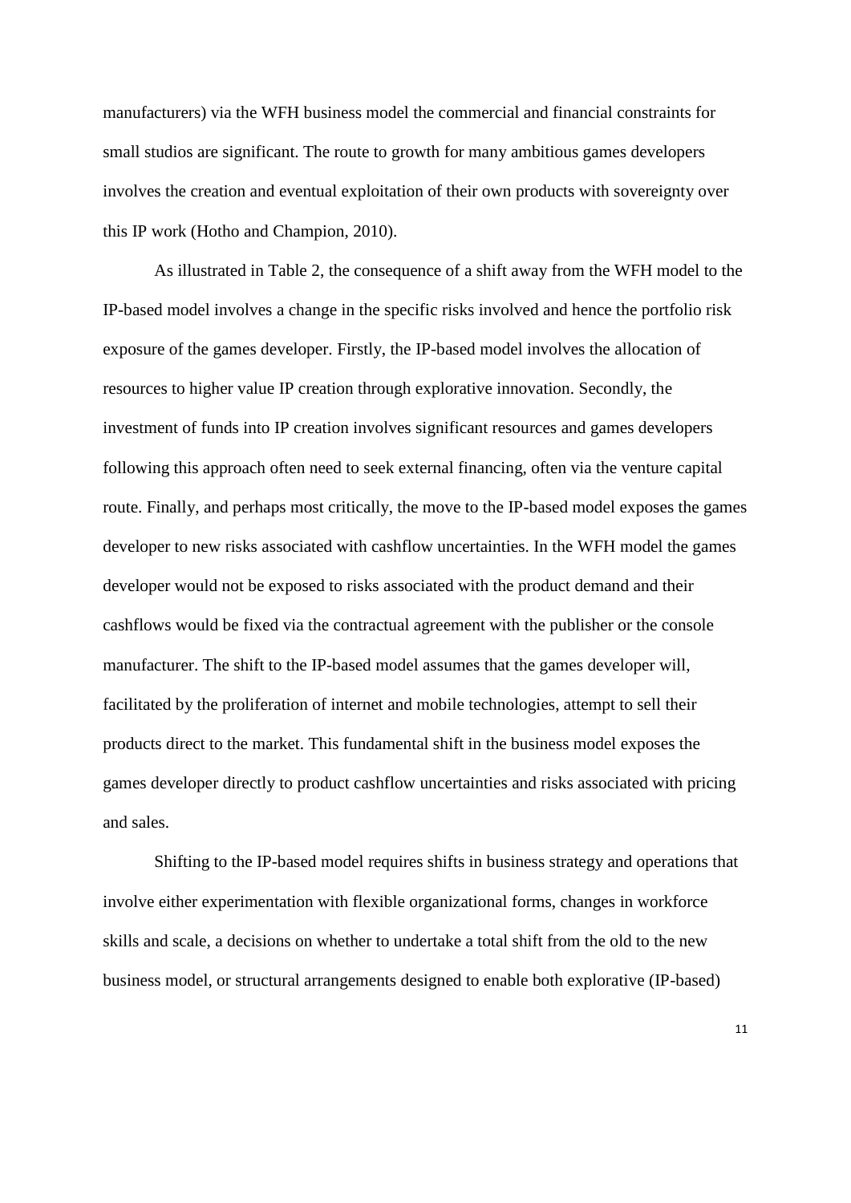manufacturers) via the WFH business model the commercial and financial constraints for small studios are significant. The route to growth for many ambitious games developers involves the creation and eventual exploitation of their own products with sovereignty over this IP work (Hotho and Champion, 2010).

As illustrated in Table 2, the consequence of a shift away from the WFH model to the IP-based model involves a change in the specific risks involved and hence the portfolio risk exposure of the games developer. Firstly, the IP-based model involves the allocation of resources to higher value IP creation through explorative innovation. Secondly, the investment of funds into IP creation involves significant resources and games developers following this approach often need to seek external financing, often via the venture capital route. Finally, and perhaps most critically, the move to the IP-based model exposes the games developer to new risks associated with cashflow uncertainties. In the WFH model the games developer would not be exposed to risks associated with the product demand and their cashflows would be fixed via the contractual agreement with the publisher or the console manufacturer. The shift to the IP-based model assumes that the games developer will, facilitated by the proliferation of internet and mobile technologies, attempt to sell their products direct to the market. This fundamental shift in the business model exposes the games developer directly to product cashflow uncertainties and risks associated with pricing and sales.

Shifting to the IP-based model requires shifts in business strategy and operations that involve either experimentation with flexible organizational forms, changes in workforce skills and scale, a decisions on whether to undertake a total shift from the old to the new business model, or structural arrangements designed to enable both explorative (IP-based)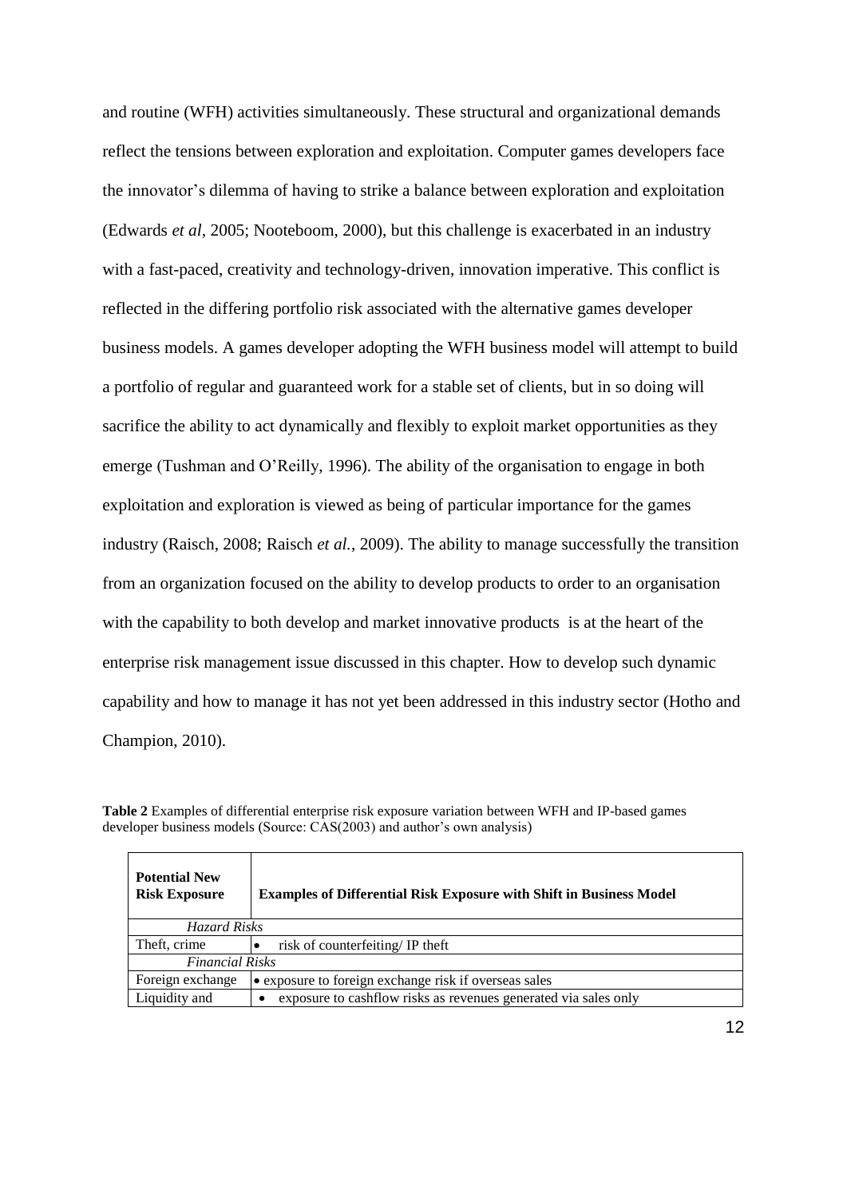and routine (WFH) activities simultaneously. These structural and organizational demands reflect the tensions between exploration and exploitation. Computer games developers face the innovator's dilemma of having to strike a balance between exploration and exploitation (Edwards *et al*, 2005; Nooteboom, 2000), but this challenge is exacerbated in an industry with a fast-paced, creativity and technology-driven, innovation imperative. This conflict is reflected in the differing portfolio risk associated with the alternative games developer business models. A games developer adopting the WFH business model will attempt to build a portfolio of regular and guaranteed work for a stable set of clients, but in so doing will sacrifice the ability to act dynamically and flexibly to exploit market opportunities as they emerge (Tushman and O'Reilly, 1996). The ability of the organisation to engage in both exploitation and exploration is viewed as being of particular importance for the games industry (Raisch, 2008; Raisch *et al.*, 2009). The ability to manage successfully the transition from an organization focused on the ability to develop products to order to an organisation with the capability to both develop and market innovative products is at the heart of the enterprise risk management issue discussed in this chapter. How to develop such dynamic capability and how to manage it has not yet been addressed in this industry sector (Hotho and Champion, 2010).

**Table 2** Examples of differential enterprise risk exposure variation between WFH and IP-based games developer business models (Source: CAS(2003) and author's own analysis)

| **Potential New Risk Exposure** | **Examples of Differential Risk Exposure with Shift in Business Model** |
|---|---|
| *Hazard Risks* | |
| Theft, crime | • risk of counterfeiting/ IP theft |
| *Financial Risks* | |
| Foreign exchange | • exposure to foreign exchange risk if overseas sales |
| Liquidity and | • exposure to cashflow risks as revenues generated via sales only |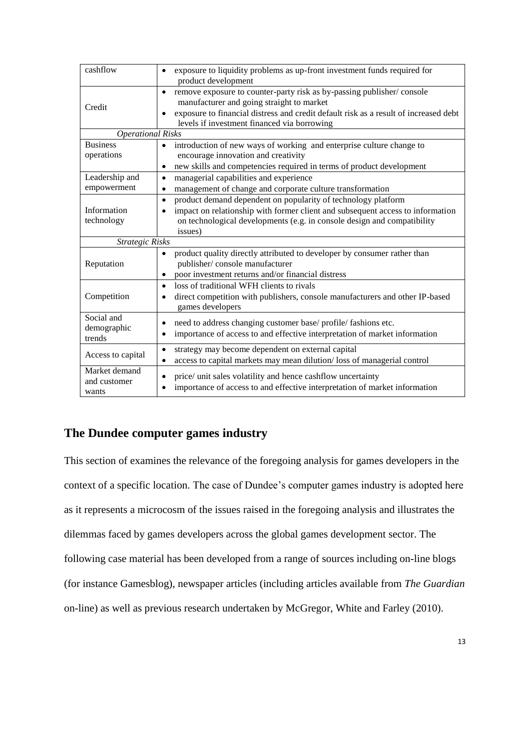| | |
|---|---|
| cashflow | • exposure to liquidity problems as up-front investment funds required for product development |
| Credit | • remove exposure to counter-party risk as by-passing publisher/ console manufacturer and going straight to market<br>• exposure to financial distress and credit default risk as a result of increased debt levels if investment financed via borrowing |
| *Operational Risks* | |
| Business operations | • introduction of new ways of working and enterprise culture change to encourage innovation and creativity<br>• new skills and competencies required in terms of product development |
| Leadership and empowerment | • managerial capabilities and experience<br>• management of change and corporate culture transformation |
| Information technology | • product demand dependent on popularity of technology platform<br>• impact on relationship with former client and subsequent access to information on technological developments (e.g. in console design and compatibility issues) |
| *Strategic Risks* | |
| Reputation | • product quality directly attributed to developer by consumer rather than publisher/ console manufacturer<br>• poor investment returns and/or financial distress |
| Competition | • loss of traditional WFH clients to rivals<br>• direct competition with publishers, console manufacturers and other IP-based games developers |
| Social and demographic trends | • need to address changing customer base/ profile/ fashions etc.<br>• importance of access to and effective interpretation of market information |
| Access to capital | • strategy may become dependent on external capital<br>• access to capital markets may mean dilution/ loss of managerial control |
| Market demand and customer wants | • price/ unit sales volatility and hence cashflow uncertainty<br>• importance of access to and effective interpretation of market information |

## The Dundee computer games industry

This section of examines the relevance of the foregoing analysis for games developers in the context of a specific location. The case of Dundee's computer games industry is adopted here as it represents a microcosm of the issues raised in the foregoing analysis and illustrates the dilemmas faced by games developers across the global games development sector. The following case material has been developed from a range of sources including on-line blogs (for instance Gamesblog), newspaper articles (including articles available from *The Guardian* on-line) as well as previous research undertaken by McGregor, White and Farley (2010).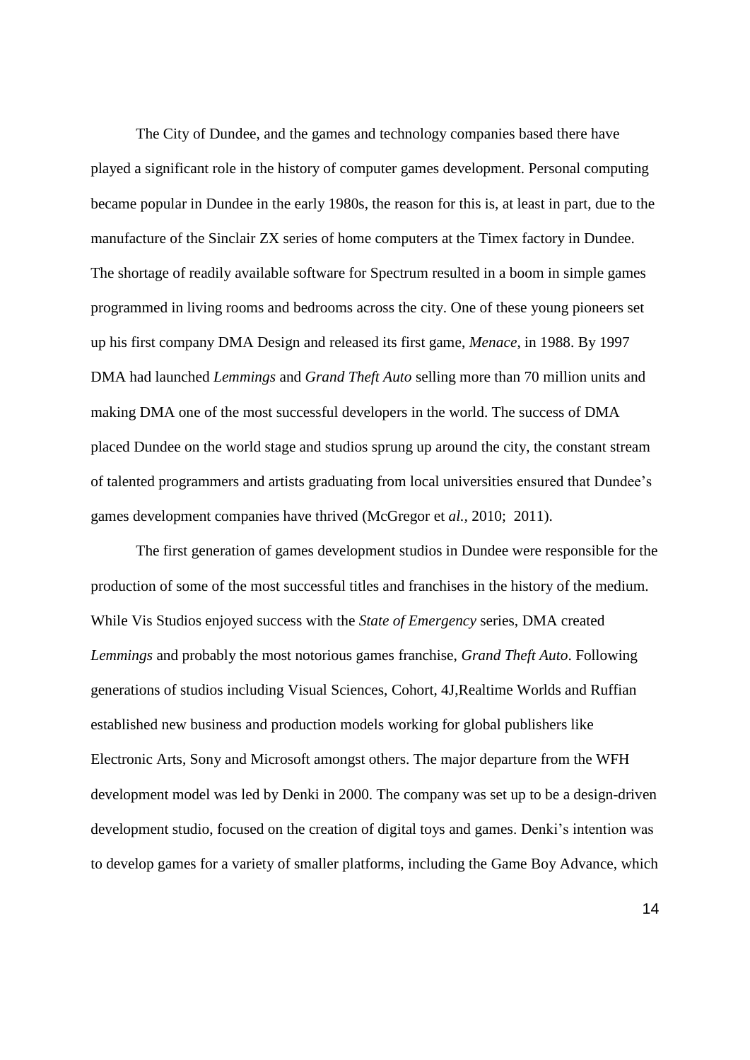The City of Dundee, and the games and technology companies based there have played a significant role in the history of computer games development. Personal computing became popular in Dundee in the early 1980s, the reason for this is, at least in part, due to the manufacture of the Sinclair ZX series of home computers at the Timex factory in Dundee. The shortage of readily available software for Spectrum resulted in a boom in simple games programmed in living rooms and bedrooms across the city. One of these young pioneers set up his first company DMA Design and released its first game, *Menace*, in 1988. By 1997 DMA had launched *Lemmings* and *Grand Theft Auto* selling more than 70 million units and making DMA one of the most successful developers in the world. The success of DMA placed Dundee on the world stage and studios sprung up around the city, the constant stream of talented programmers and artists graduating from local universities ensured that Dundee's games development companies have thrived (McGregor et *al.*, 2010; 2011).

The first generation of games development studios in Dundee were responsible for the production of some of the most successful titles and franchises in the history of the medium. While Vis Studios enjoyed success with the *State of Emergency* series, DMA created *Lemmings* and probably the most notorious games franchise, *Grand Theft Auto*. Following generations of studios including Visual Sciences, Cohort, 4J,Realtime Worlds and Ruffian established new business and production models working for global publishers like Electronic Arts, Sony and Microsoft amongst others. The major departure from the WFH development model was led by Denki in 2000. The company was set up to be a design-driven development studio, focused on the creation of digital toys and games. Denki's intention was to develop games for a variety of smaller platforms, including the Game Boy Advance, which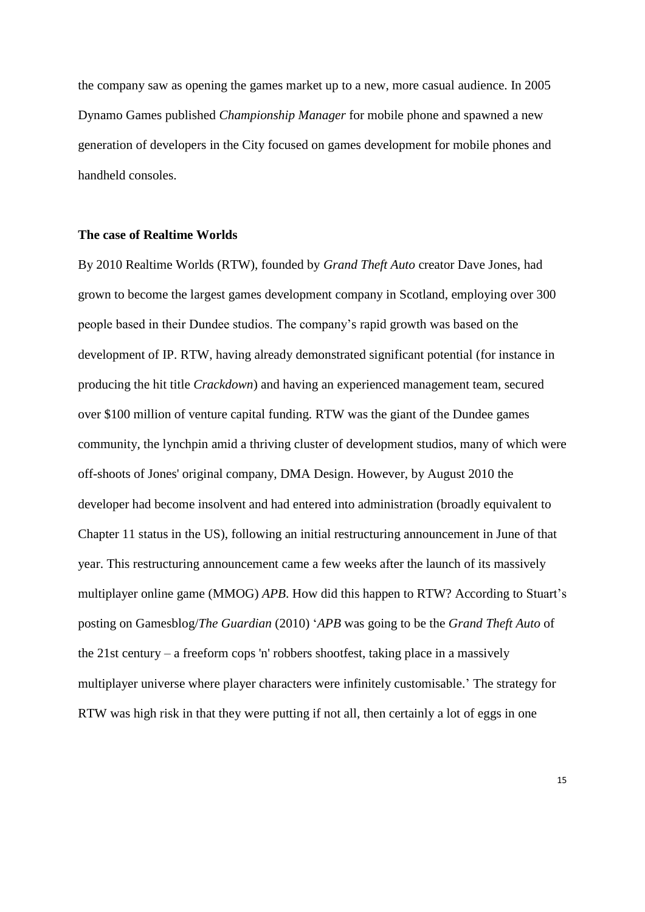the company saw as opening the games market up to a new, more casual audience. In 2005 Dynamo Games published *Championship Manager* for mobile phone and spawned a new generation of developers in the City focused on games development for mobile phones and handheld consoles.

**The case of Realtime Worlds**

By 2010 Realtime Worlds (RTW), founded by *Grand Theft Auto* creator Dave Jones, had grown to become the largest games development company in Scotland, employing over 300 people based in their Dundee studios. The company's rapid growth was based on the development of IP. RTW, having already demonstrated significant potential (for instance in producing the hit title *Crackdown*) and having an experienced management team, secured over $100 million of venture capital funding. RTW was the giant of the Dundee games community, the lynchpin amid a thriving cluster of development studios, many of which were off-shoots of Jones' original company, DMA Design. However, by August 2010 the developer had become insolvent and had entered into administration (broadly equivalent to Chapter 11 status in the US), following an initial restructuring announcement in June of that year. This restructuring announcement came a few weeks after the launch of its massively multiplayer online game (MMOG) *APB*. How did this happen to RTW? According to Stuart's posting on Gamesblog/*The Guardian* (2010) '*APB* was going to be the *Grand Theft Auto* of the 21st century – a freeform cops 'n' robbers shootfest, taking place in a massively multiplayer universe where player characters were infinitely customisable.' The strategy for RTW was high risk in that they were putting if not all, then certainly a lot of eggs in one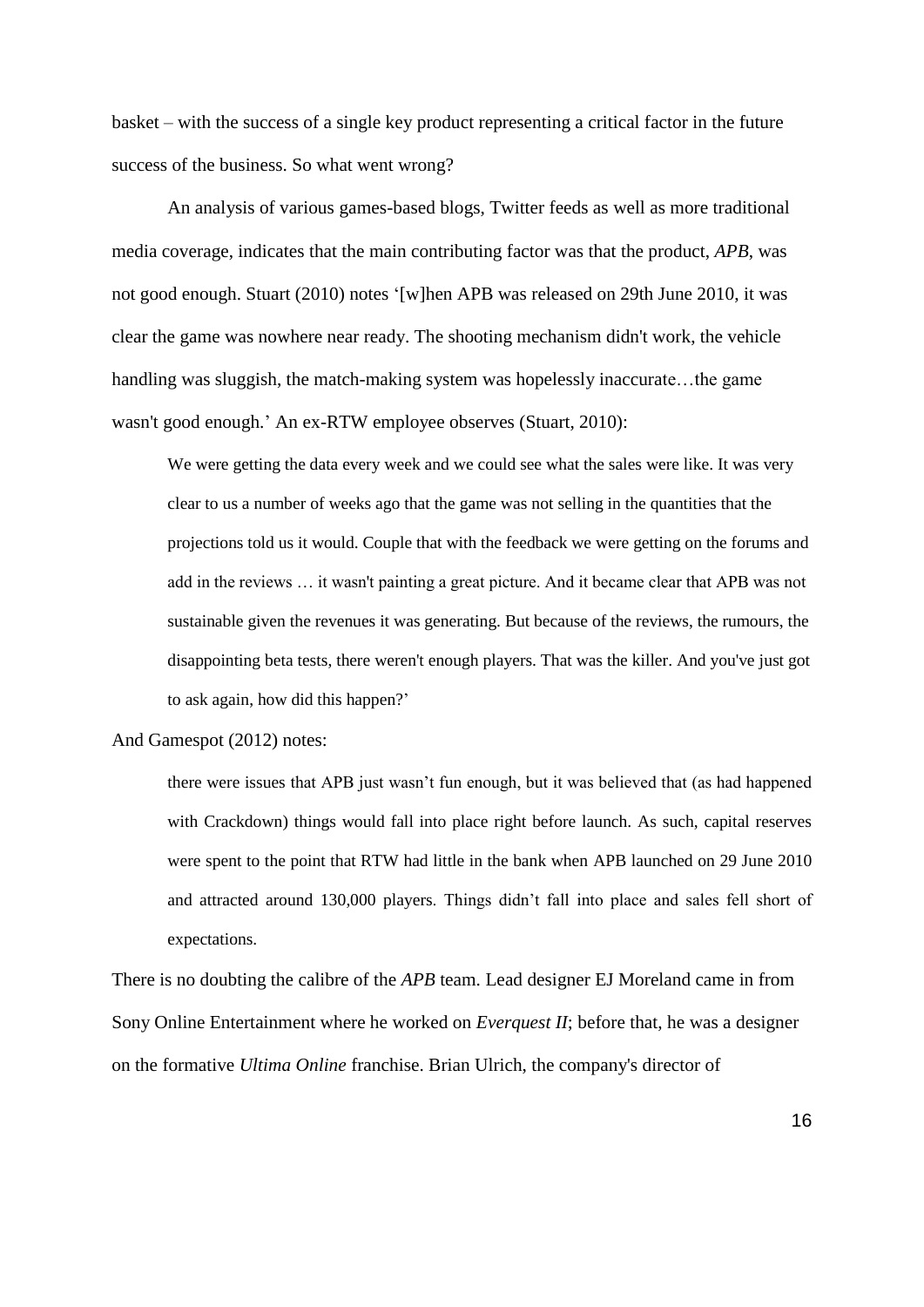basket – with the success of a single key product representing a critical factor in the future success of the business. So what went wrong?

An analysis of various games-based blogs, Twitter feeds as well as more traditional media coverage, indicates that the main contributing factor was that the product, *APB*, was not good enough. Stuart (2010) notes '[w]hen APB was released on 29th June 2010, it was clear the game was nowhere near ready. The shooting mechanism didn't work, the vehicle handling was sluggish, the match-making system was hopelessly inaccurate…the game wasn't good enough.' An ex-RTW employee observes (Stuart, 2010):

> We were getting the data every week and we could see what the sales were like. It was very clear to us a number of weeks ago that the game was not selling in the quantities that the projections told us it would. Couple that with the feedback we were getting on the forums and add in the reviews … it wasn't painting a great picture. And it became clear that APB was not sustainable given the revenues it was generating. But because of the reviews, the rumours, the disappointing beta tests, there weren't enough players. That was the killer. And you've just got to ask again, how did this happen?'

And Gamespot (2012) notes:

> there were issues that APB just wasn't fun enough, but it was believed that (as had happened with Crackdown) things would fall into place right before launch. As such, capital reserves were spent to the point that RTW had little in the bank when APB launched on 29 June 2010 and attracted around 130,000 players. Things didn't fall into place and sales fell short of expectations.

There is no doubting the calibre of the *APB* team. Lead designer EJ Moreland came in from Sony Online Entertainment where he worked on *Everquest II*; before that, he was a designer on the formative *Ultima Online* franchise. Brian Ulrich, the company's director of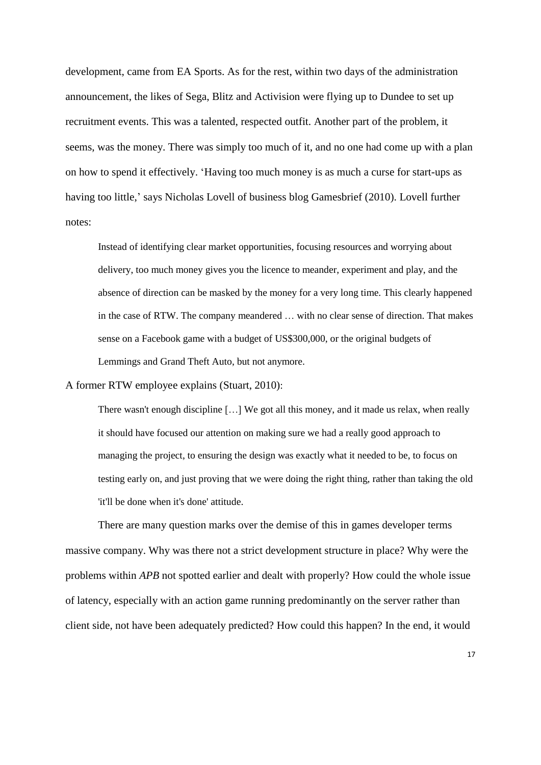development, came from EA Sports. As for the rest, within two days of the administration announcement, the likes of Sega, Blitz and Activision were flying up to Dundee to set up recruitment events. This was a talented, respected outfit. Another part of the problem, it seems, was the money. There was simply too much of it, and no one had come up with a plan on how to spend it effectively. 'Having too much money is as much a curse for start-ups as having too little,' says Nicholas Lovell of business blog Gamesbrief (2010). Lovell further notes:

> Instead of identifying clear market opportunities, focusing resources and worrying about delivery, too much money gives you the licence to meander, experiment and play, and the absence of direction can be masked by the money for a very long time. This clearly happened in the case of RTW. The company meandered … with no clear sense of direction. That makes sense on a Facebook game with a budget of US$300,000, or the original budgets of Lemmings and Grand Theft Auto, but not anymore.

A former RTW employee explains (Stuart, 2010):

> There wasn't enough discipline […] We got all this money, and it made us relax, when really it should have focused our attention on making sure we had a really good approach to managing the project, to ensuring the design was exactly what it needed to be, to focus on testing early on, and just proving that we were doing the right thing, rather than taking the old 'it'll be done when it's done' attitude.

There are many question marks over the demise of this in games developer terms massive company. Why was there not a strict development structure in place? Why were the problems within *APB* not spotted earlier and dealt with properly? How could the whole issue of latency, especially with an action game running predominantly on the server rather than client side, not have been adequately predicted? How could this happen? In the end, it would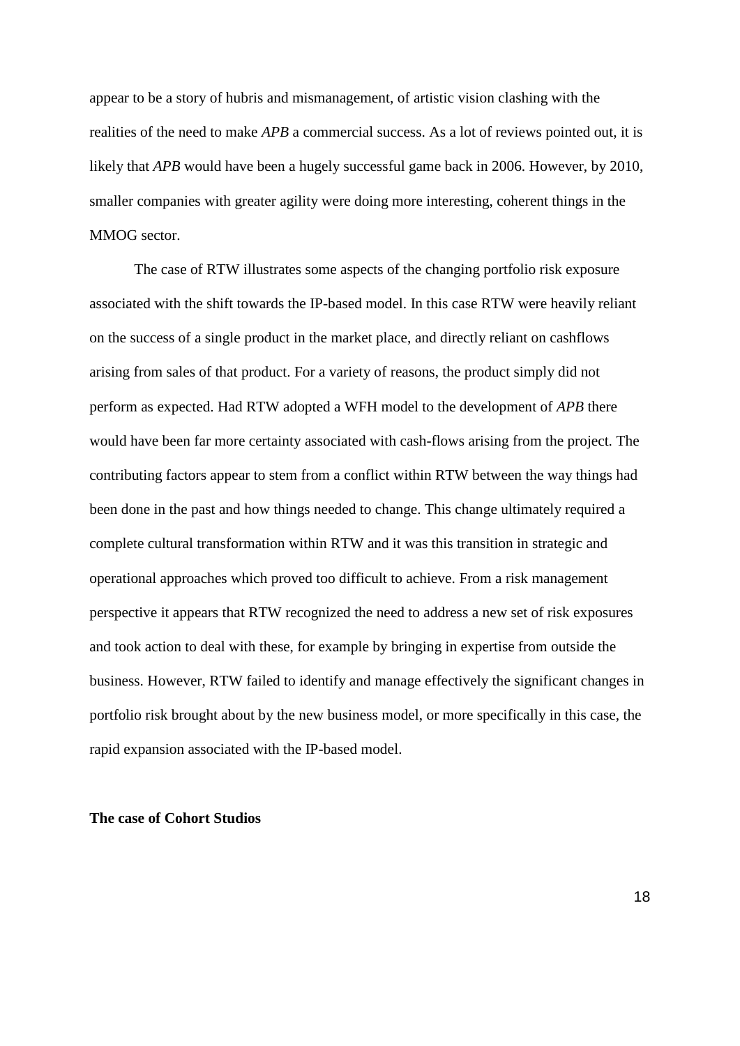appear to be a story of hubris and mismanagement, of artistic vision clashing with the realities of the need to make *APB* a commercial success. As a lot of reviews pointed out, it is likely that *APB* would have been a hugely successful game back in 2006. However, by 2010, smaller companies with greater agility were doing more interesting, coherent things in the MMOG sector.

The case of RTW illustrates some aspects of the changing portfolio risk exposure associated with the shift towards the IP-based model. In this case RTW were heavily reliant on the success of a single product in the market place, and directly reliant on cashflows arising from sales of that product. For a variety of reasons, the product simply did not perform as expected. Had RTW adopted a WFH model to the development of *APB* there would have been far more certainty associated with cash-flows arising from the project. The contributing factors appear to stem from a conflict within RTW between the way things had been done in the past and how things needed to change. This change ultimately required a complete cultural transformation within RTW and it was this transition in strategic and operational approaches which proved too difficult to achieve. From a risk management perspective it appears that RTW recognized the need to address a new set of risk exposures and took action to deal with these, for example by bringing in expertise from outside the business. However, RTW failed to identify and manage effectively the significant changes in portfolio risk brought about by the new business model, or more specifically in this case, the rapid expansion associated with the IP-based model.

**The case of Cohort Studios**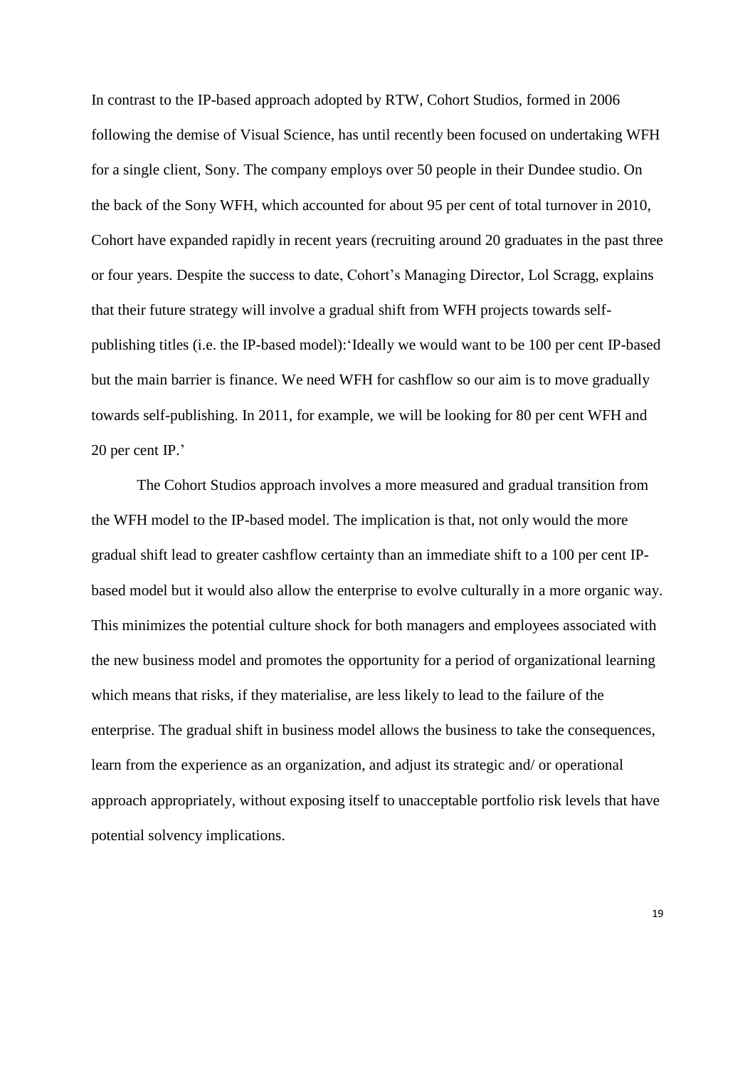In contrast to the IP-based approach adopted by RTW, Cohort Studios, formed in 2006 following the demise of Visual Science, has until recently been focused on undertaking WFH for a single client, Sony. The company employs over 50 people in their Dundee studio. On the back of the Sony WFH, which accounted for about 95 per cent of total turnover in 2010, Cohort have expanded rapidly in recent years (recruiting around 20 graduates in the past three or four years. Despite the success to date, Cohort's Managing Director, Lol Scragg, explains that their future strategy will involve a gradual shift from WFH projects towards self-publishing titles (i.e. the IP-based model):'Ideally we would want to be 100 per cent IP-based but the main barrier is finance. We need WFH for cashflow so our aim is to move gradually towards self-publishing. In 2011, for example, we will be looking for 80 per cent WFH and 20 per cent IP.'

The Cohort Studios approach involves a more measured and gradual transition from the WFH model to the IP-based model. The implication is that, not only would the more gradual shift lead to greater cashflow certainty than an immediate shift to a 100 per cent IP-based model but it would also allow the enterprise to evolve culturally in a more organic way. This minimizes the potential culture shock for both managers and employees associated with the new business model and promotes the opportunity for a period of organizational learning which means that risks, if they materialise, are less likely to lead to the failure of the enterprise. The gradual shift in business model allows the business to take the consequences, learn from the experience as an organization, and adjust its strategic and/ or operational approach appropriately, without exposing itself to unacceptable portfolio risk levels that have potential solvency implications.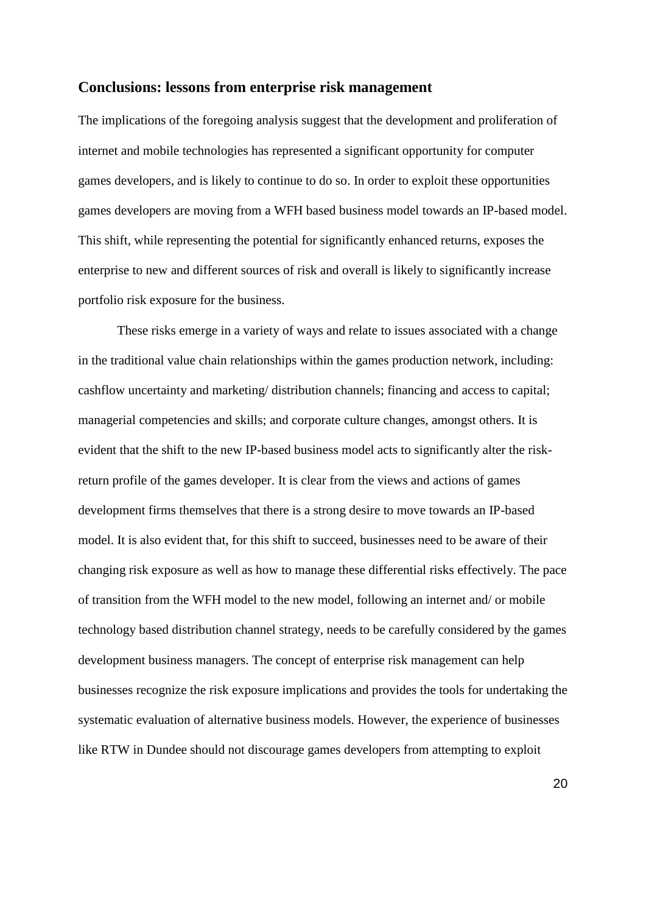## Conclusions: lessons from enterprise risk management

The implications of the foregoing analysis suggest that the development and proliferation of internet and mobile technologies has represented a significant opportunity for computer games developers, and is likely to continue to do so. In order to exploit these opportunities games developers are moving from a WFH based business model towards an IP-based model. This shift, while representing the potential for significantly enhanced returns, exposes the enterprise to new and different sources of risk and overall is likely to significantly increase portfolio risk exposure for the business.

These risks emerge in a variety of ways and relate to issues associated with a change in the traditional value chain relationships within the games production network, including: cashflow uncertainty and marketing/ distribution channels; financing and access to capital; managerial competencies and skills; and corporate culture changes, amongst others. It is evident that the shift to the new IP-based business model acts to significantly alter the risk-return profile of the games developer. It is clear from the views and actions of games development firms themselves that there is a strong desire to move towards an IP-based model. It is also evident that, for this shift to succeed, businesses need to be aware of their changing risk exposure as well as how to manage these differential risks effectively. The pace of transition from the WFH model to the new model, following an internet and/ or mobile technology based distribution channel strategy, needs to be carefully considered by the games development business managers. The concept of enterprise risk management can help businesses recognize the risk exposure implications and provides the tools for undertaking the systematic evaluation of alternative business models. However, the experience of businesses like RTW in Dundee should not discourage games developers from attempting to exploit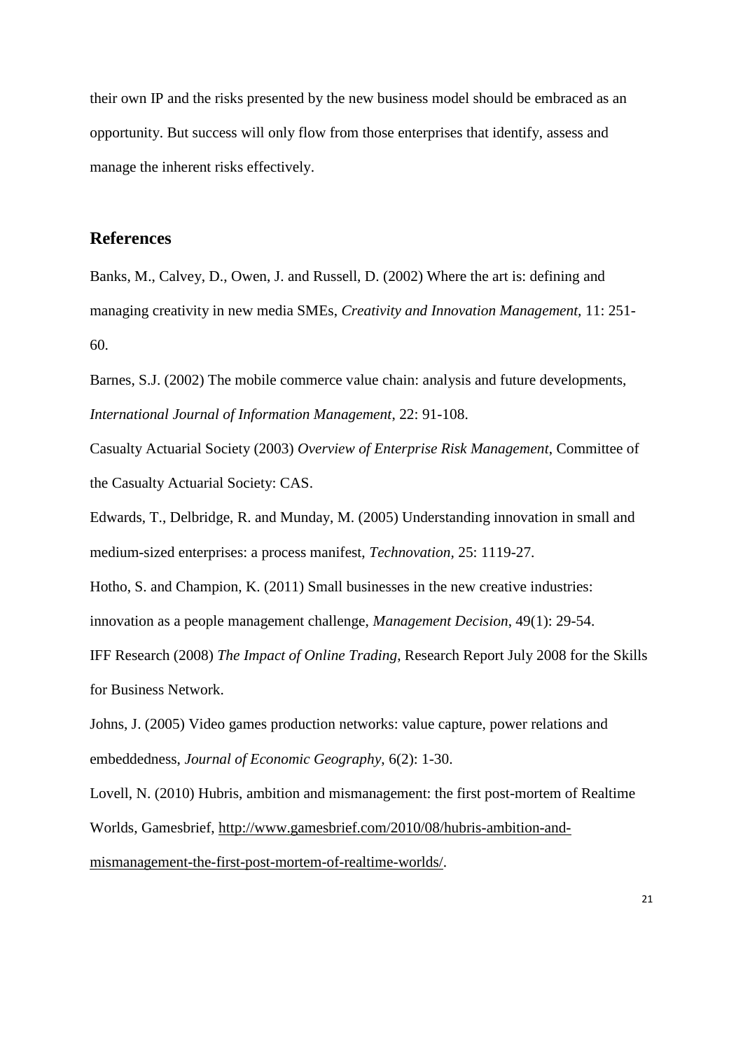their own IP and the risks presented by the new business model should be embraced as an opportunity. But success will only flow from those enterprises that identify, assess and manage the inherent risks effectively.

## References

Banks, M., Calvey, D., Owen, J. and Russell, D. (2002) Where the art is: defining and managing creativity in new media SMEs, *Creativity and Innovation Management*, 11: 251-60.

Barnes, S.J. (2002) The mobile commerce value chain: analysis and future developments, *International Journal of Information Management*, 22: 91-108.

Casualty Actuarial Society (2003) *Overview of Enterprise Risk Management*, Committee of the Casualty Actuarial Society: CAS.

Edwards, T., Delbridge, R. and Munday, M. (2005) Understanding innovation in small and medium-sized enterprises: a process manifest, *Technovation*, 25: 1119-27.

Hotho, S. and Champion, K. (2011) Small businesses in the new creative industries: innovation as a people management challenge, *Management Decision*, 49(1): 29-54.

IFF Research (2008) *The Impact of Online Trading*, Research Report July 2008 for the Skills for Business Network.

Johns, J. (2005) Video games production networks: value capture, power relations and embeddedness, *Journal of Economic Geography*, 6(2): 1-30.

Lovell, N. (2010) Hubris, ambition and mismanagement: the first post-mortem of Realtime Worlds, Gamesbrief, http://www.gamesbrief.com/2010/08/hubris-ambition-and-mismanagement-the-first-post-mortem-of-realtime-worlds/.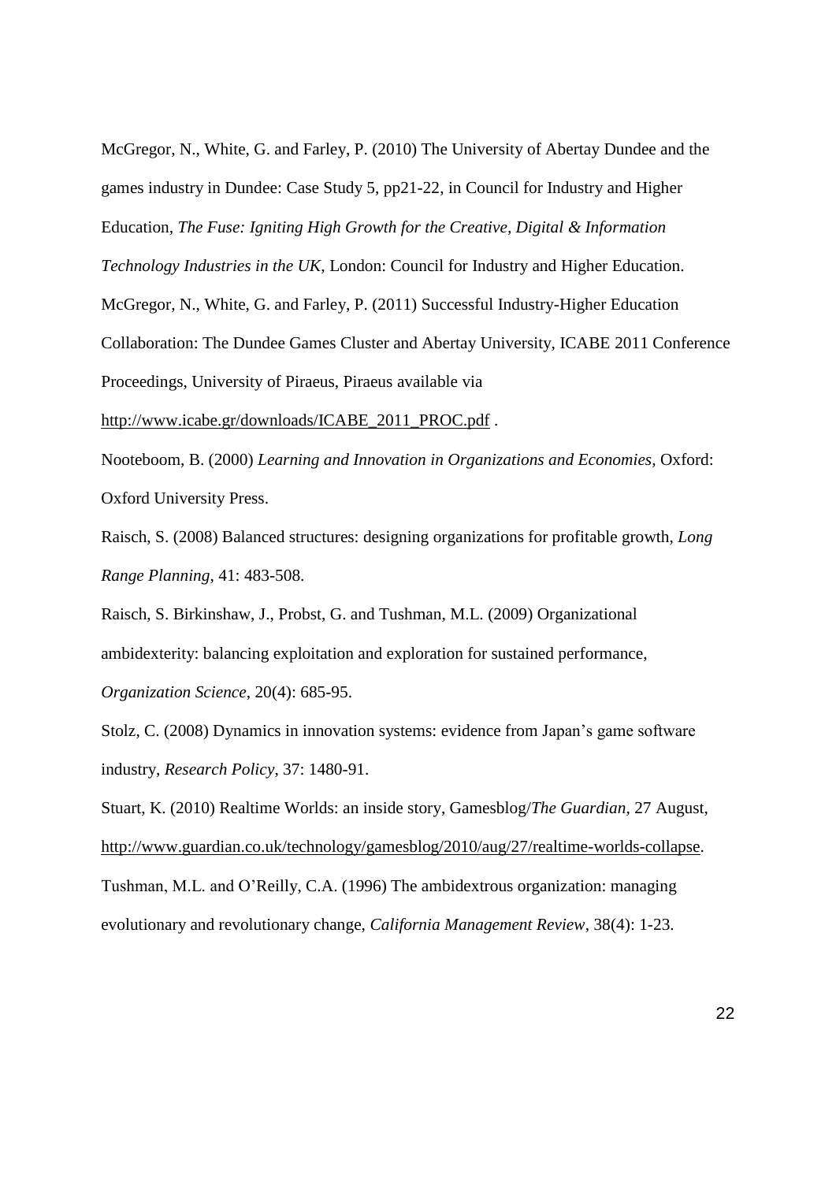McGregor, N., White, G. and Farley, P. (2010) The University of Abertay Dundee and the games industry in Dundee: Case Study 5, pp21-22, in Council for Industry and Higher Education, *The Fuse: Igniting High Growth for the Creative, Digital & Information Technology Industries in the UK*, London: Council for Industry and Higher Education.

McGregor, N., White, G. and Farley, P. (2011) Successful Industry-Higher Education Collaboration: The Dundee Games Cluster and Abertay University, ICABE 2011 Conference Proceedings, University of Piraeus, Piraeus available via http://www.icabe.gr/downloads/ICABE_2011_PROC.pdf .

Nooteboom, B. (2000) *Learning and Innovation in Organizations and Economies,* Oxford: Oxford University Press.

Raisch, S. (2008) Balanced structures: designing organizations for profitable growth, *Long Range Planning*, 41: 483-508.

Raisch, S. Birkinshaw, J., Probst, G. and Tushman, M.L. (2009) Organizational ambidexterity: balancing exploitation and exploration for sustained performance, *Organization Science*, 20(4): 685-95.

Stolz, C. (2008) Dynamics in innovation systems: evidence from Japan's game software industry, *Research Policy*, 37: 1480-91.

Stuart, K. (2010) Realtime Worlds: an inside story, Gamesblog/*The Guardian*, 27 August, http://www.guardian.co.uk/technology/gamesblog/2010/aug/27/realtime-worlds-collapse.

Tushman, M.L. and O'Reilly, C.A. (1996) The ambidextrous organization: managing evolutionary and revolutionary change, *California Management Review*, 38(4): 1-23.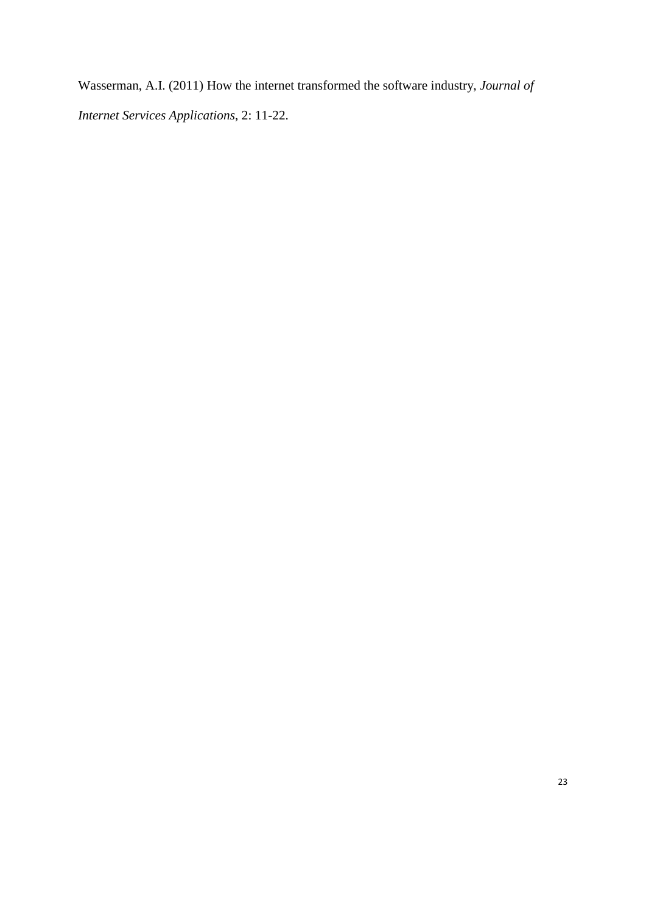Wasserman, A.I. (2011) How the internet transformed the software industry, *Journal of Internet Services Applications*, 2: 11-22.